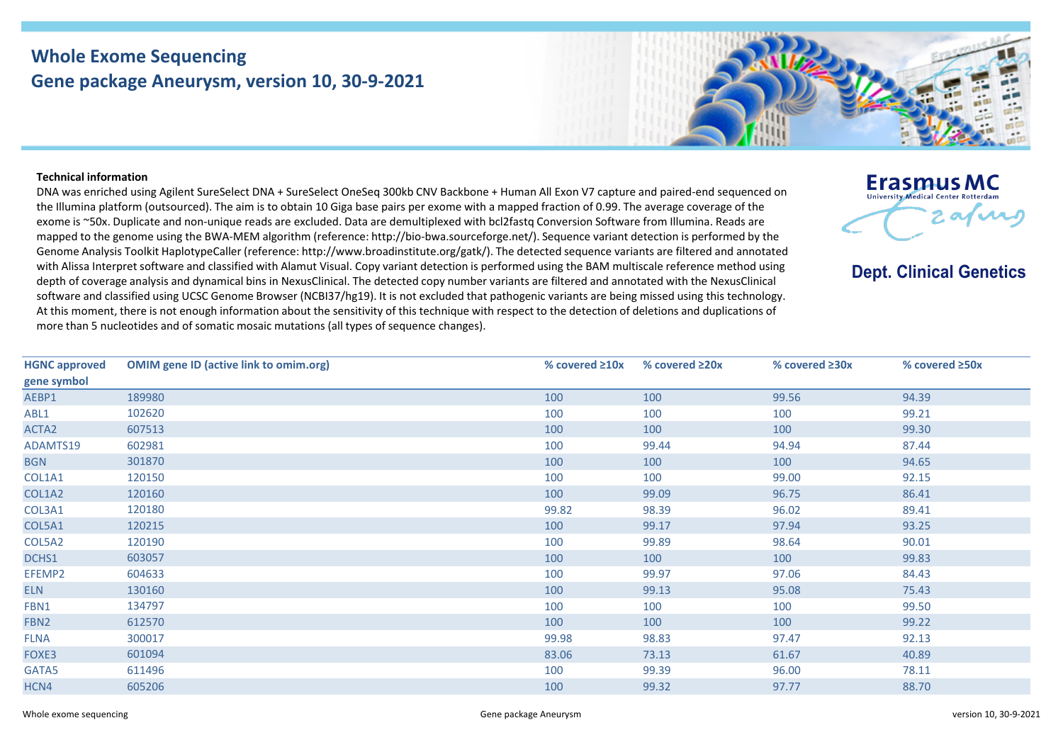# Whole Exome Sequencing
## Gene package Aneurysm, version 10, 30-9-2021

**Erasmus MC**
University Medical Center Rotterdam

**Dept. Clinical Genetics**

**Technical information**

DNA was enriched using Agilent SureSelect DNA + SureSelect OneSeq 300kb CNV Backbone + Human All Exon V7 capture and paired-end sequenced on the Illumina platform (outsourced). The aim is to obtain 10 Giga base pairs per exome with a mapped fraction of 0.99. The average coverage of the exome is ~50x. Duplicate and non-unique reads are excluded. Data are demultiplexed with bcl2fastq Conversion Software from Illumina. Reads are mapped to the genome using the BWA-MEM algorithm (reference: http://bio-bwa.sourceforge.net/). Sequence variant detection is performed by the Genome Analysis Toolkit HaplotypeCaller (reference: http://www.broadinstitute.org/gatk/). The detected sequence variants are filtered and annotated with Alissa Interpret software and classified with Alamut Visual. Copy variant detection is performed using the BAM multiscale reference method using depth of coverage analysis and dynamical bins in NexusClinical. The detected copy number variants are filtered and annotated with the NexusClinical software and classified using UCSC Genome Browser (NCBI37/hg19). It is not excluded that pathogenic variants are being missed using this technology. At this moment, there is not enough information about the sensitivity of this technique with respect to the detection of deletions and duplications of more than 5 nucleotides and of somatic mosaic mutations (all types of sequence changes).

| HGNC approved gene symbol | OMIM gene ID (active link to omim.org) | % covered ≥10x | % covered ≥20x | % covered ≥30x | % covered ≥50x |
|---|---|---|---|---|---|
| AEBP1 | 189980 | 100 | 100 | 99.56 | 94.39 |
| ABL1 | 102620 | 100 | 100 | 100 | 99.21 |
| ACTA2 | 607513 | 100 | 100 | 100 | 99.30 |
| ADAMTS19 | 602981 | 100 | 99.44 | 94.94 | 87.44 |
| BGN | 301870 | 100 | 100 | 100 | 94.65 |
| COL1A1 | 120150 | 100 | 100 | 99.00 | 92.15 |
| COL1A2 | 120160 | 100 | 99.09 | 96.75 | 86.41 |
| COL3A1 | 120180 | 99.82 | 98.39 | 96.02 | 89.41 |
| COL5A1 | 120215 | 100 | 99.17 | 97.94 | 93.25 |
| COL5A2 | 120190 | 100 | 99.89 | 98.64 | 90.01 |
| DCHS1 | 603057 | 100 | 100 | 100 | 99.83 |
| EFEMP2 | 604633 | 100 | 99.97 | 97.06 | 84.43 |
| ELN | 130160 | 100 | 99.13 | 95.08 | 75.43 |
| FBN1 | 134797 | 100 | 100 | 100 | 99.50 |
| FBN2 | 612570 | 100 | 100 | 100 | 99.22 |
| FLNA | 300017 | 99.98 | 98.83 | 97.47 | 92.13 |
| FOXE3 | 601094 | 83.06 | 73.13 | 61.67 | 40.89 |
| GATA5 | 611496 | 100 | 99.39 | 96.00 | 78.11 |
| HCN4 | 605206 | 100 | 99.32 | 97.77 | 88.70 |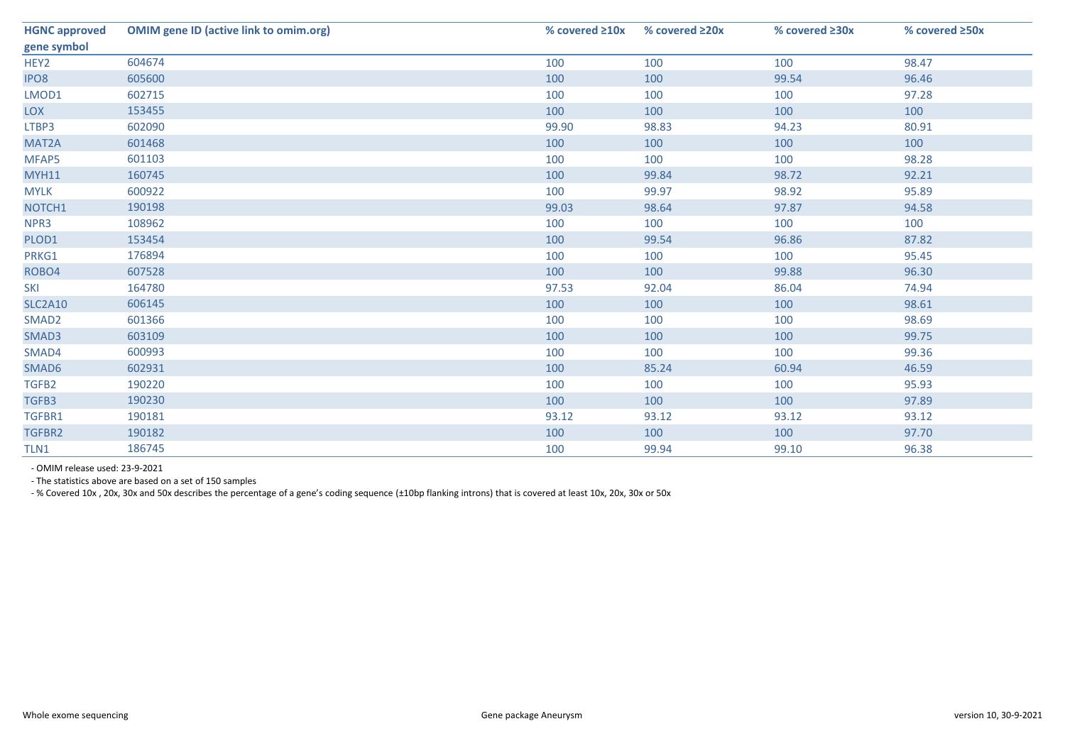| HGNC approved gene symbol | OMIM gene ID (active link to omim.org) | % covered ≥10x | % covered ≥20x | % covered ≥30x | % covered ≥50x |
|---|---|---|---|---|---|
| HEY2 | 604674 | 100 | 100 | 100 | 98.47 |
| IPO8 | 605600 | 100 | 100 | 99.54 | 96.46 |
| LMOD1 | 602715 | 100 | 100 | 100 | 97.28 |
| LOX | 153455 | 100 | 100 | 100 | 100 |
| LTBP3 | 602090 | 99.90 | 98.83 | 94.23 | 80.91 |
| MAT2A | 601468 | 100 | 100 | 100 | 100 |
| MFAP5 | 601103 | 100 | 100 | 100 | 98.28 |
| MYH11 | 160745 | 100 | 99.84 | 98.72 | 92.21 |
| MYLK | 600922 | 100 | 99.97 | 98.92 | 95.89 |
| NOTCH1 | 190198 | 99.03 | 98.64 | 97.87 | 94.58 |
| NPR3 | 108962 | 100 | 100 | 100 | 100 |
| PLOD1 | 153454 | 100 | 99.54 | 96.86 | 87.82 |
| PRKG1 | 176894 | 100 | 100 | 100 | 95.45 |
| ROBO4 | 607528 | 100 | 100 | 99.88 | 96.30 |
| SKI | 164780 | 97.53 | 92.04 | 86.04 | 74.94 |
| SLC2A10 | 606145 | 100 | 100 | 100 | 98.61 |
| SMAD2 | 601366 | 100 | 100 | 100 | 98.69 |
| SMAD3 | 603109 | 100 | 100 | 100 | 99.75 |
| SMAD4 | 600993 | 100 | 100 | 100 | 99.36 |
| SMAD6 | 602931 | 100 | 85.24 | 60.94 | 46.59 |
| TGFB2 | 190220 | 100 | 100 | 100 | 95.93 |
| TGFB3 | 190230 | 100 | 100 | 100 | 97.89 |
| TGFBR1 | 190181 | 93.12 | 93.12 | 93.12 | 93.12 |
| TGFBR2 | 190182 | 100 | 100 | 100 | 97.70 |
| TLN1 | 186745 | 100 | 99.94 | 99.10 | 96.38 |

- OMIM release used: 23-9-2021
- The statistics above are based on a set of 150 samples
- % Covered 10x , 20x, 30x and 50x describes the percentage of a gene's coding sequence (±10bp flanking introns) that is covered at least 10x, 20x, 30x or 50x